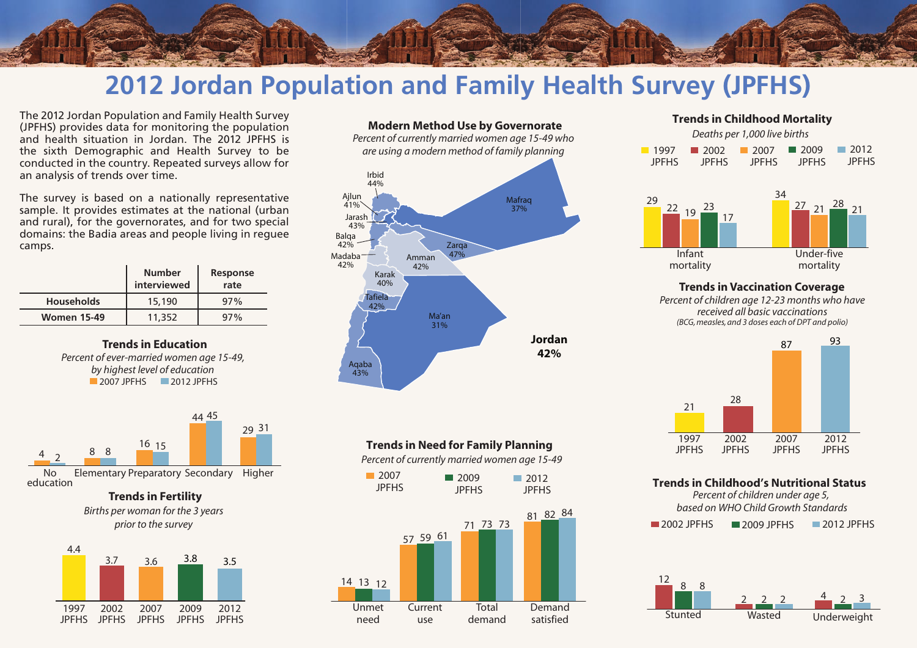# 2012 Jordan Population and Family Health Survey (JPFHS)

The 2012 Jordan Population and Family Health Survey (JPFHS) provides data for monitoring the population and health situation in Jordan. The 2012 JPFHS is the sixth Demographic and Health Survey to be conducted in the country. Repeated surveys allow for an analysis of trends over time.

The survey is based on a nationally representative sample. It provides estimates at the national (urban and rural), for the governorates, and for two special domains: the Badia areas and people living in reguee camps.

| | Number interviewed | Response rate |
|---|---|---|
| Households | 15,190 | 97% |
| Women 15-49 | 11,352 | 97% |

### Trends in Education

*Percent of ever-married women age 15-49, by highest level of education*

| Level | 2007 JPFHS | 2012 JPFHS |
|---|---|---|
| No education | 4 | 2 |
| Elementary | 8 | 8 |
| Preparatory | 16 | 15 |
| Secondary | 44 | 45 |
| Higher | 29 | 31 |

### Trends in Fertility

*Births per woman for the 3 years prior to the survey*

| 1997 JPFHS | 2002 JPFHS | 2007 JPFHS | 2009 JPFHS | 2012 JPFHS |
|---|---|---|---|---|
| 4.4 | 3.7 | 3.6 | 3.8 | 3.5 |

### Modern Method Use by Governorate

*Percent of currently married women age 15-49 who are using a modern method of family planning*

| Governorate | Percent |
|---|---|
| Irbid | 44% |
| Ajlun | 41% |
| Jarash | 43% |
| Balqa | 42% |
| Madaba | 42% |
| Mafraq | 37% |
| Zarqa | 47% |
| Amman | 42% |
| Karak | 40% |
| Tafiela | 42% |
| Ma'an | 31% |
| Aqaba | 43% |
| **Jordan** | **42%** |

### Trends in Need for Family Planning

*Percent of currently married women age 15-49*

| | 2007 JPFHS | 2009 JPFHS | 2012 JPFHS |
|---|---|---|---|
| Unmet need | 14 | 13 | 12 |
| Current use | 57 | 59 | 61 |
| Total demand | 71 | 73 | 73 |
| Demand satisfied | 81 | 82 | 84 |

### Trends in Childhood Mortality

*Deaths per 1,000 live births*

| | 1997 JPFHS | 2002 JPFHS | 2007 JPFHS | 2009 JPFHS | 2012 JPFHS |
|---|---|---|---|---|---|
| Infant mortality | 29 | 22 | 19 | 23 | 17 |
| Under-five mortality | 34 | 27 | 21 | 28 | 21 |

### Trends in Vaccination Coverage

*Percent of children age 12-23 months who have received all basic vaccinations*

*(BCG, measles, and 3 doses each of DPT and polio)*

| 1997 JPFHS | 2002 JPFHS | 2007 JPFHS | 2012 JPFHS |
|---|---|---|---|
| 21 | 28 | 87 | 93 |

### Trends in Childhood's Nutritional Status

*Percent of children under age 5, based on WHO Child Growth Standards*

| | 2002 JPFHS | 2009 JPFHS | 2012 JPFHS |
|---|---|---|---|
| Stunted | 12 | 8 | 8 |
| Wasted | 2 | 2 | 2 |
| Underweight | 4 | 2 | 3 |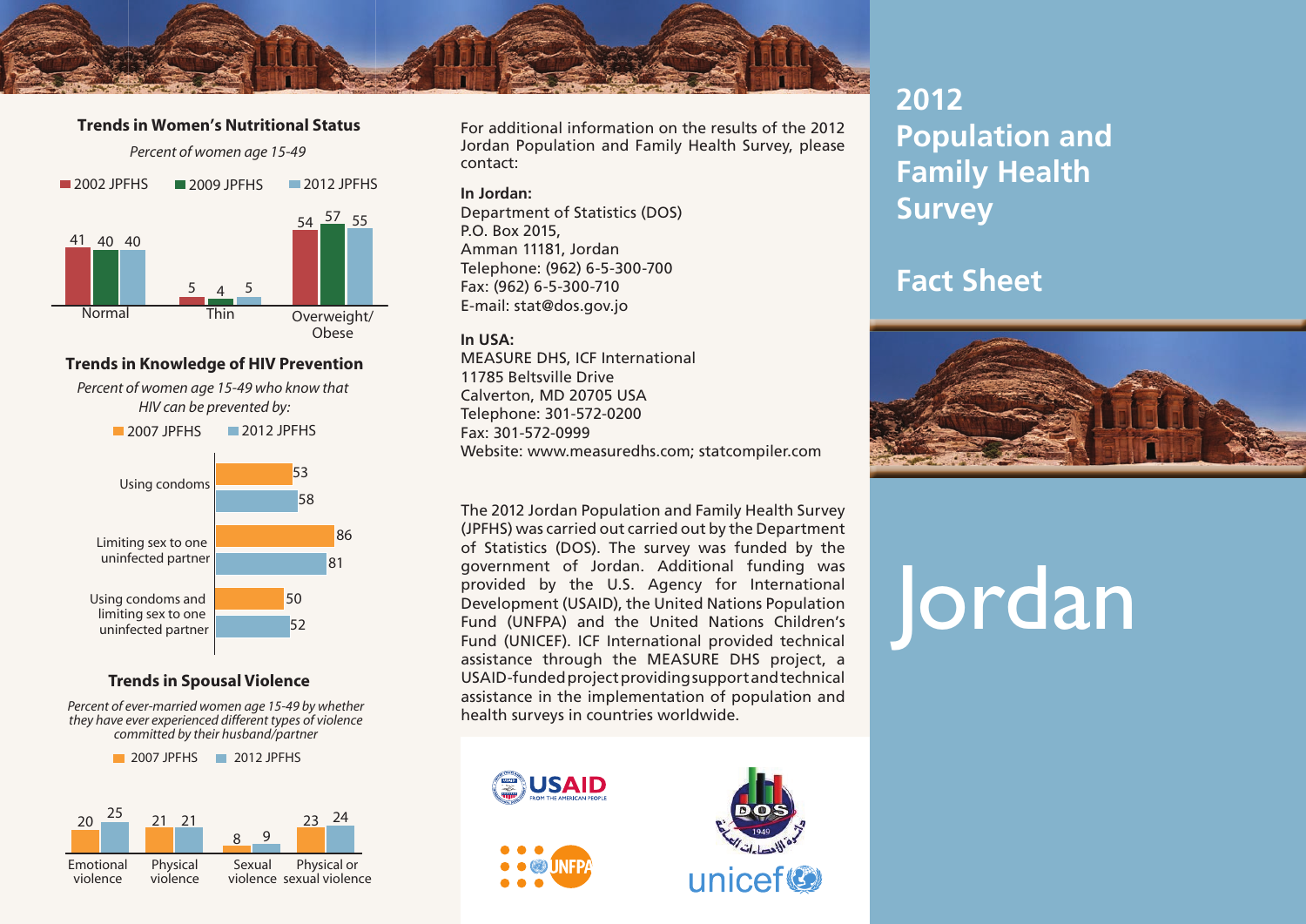## Trends in Women's Nutritional Status

*Percent of women age 15-49*

2002 JPFHS 2009 JPFHS 2012 JPFHS

41 40 40
Normal

5 4 5
Thin

54 57 55
Overweight/ Obese

## Trends in Knowledge of HIV Prevention

*Percent of women age 15-49 who know that HIV can be prevented by:*

2007 JPFHS 2012 JPFHS

Using condoms
53
58

Limiting sex to one uninfected partner
86
81

Using condoms and limiting sex to one uninfected partner
50
52

## Trends in Spousal Violence

*Percent of ever-married women age 15-49 by whether they have ever experienced different types of violence committed by their husband/partner*

2007 JPFHS 2012 JPFHS

20 25
Emotional violence

21 21
Physical violence

8 9
Sexual violence

23 24
Physical or sexual violence

For additional information on the results of the 2012 Jordan Population and Family Health Survey, please contact:

**In Jordan:**
Department of Statistics (DOS)
P.O. Box 2015,
Amman 11181, Jordan
Telephone: (962) 6-5-300-700
Fax: (962) 6-5-300-710
E-mail: stat@dos.gov.jo

**In USA:**
MEASURE DHS, ICF International
11785 Beltsville Drive
Calverton, MD 20705 USA
Telephone: 301-572-0200
Fax: 301-572-0999
Website: www.measuredhs.com; statcompiler.com

The 2012 Jordan Population and Family Health Survey (JPFHS) was carried out carried out by the Department of Statistics (DOS). The survey was funded by the government of Jordan. Additional funding was provided by the U.S. Agency for International Development (USAID), the United Nations Population Fund (UNFPA) and the United Nations Children's Fund (UNICEF). ICF International provided technical assistance through the MEASURE DHS project, a USAID-funded project providing support and technical assistance in the implementation of population and health surveys in countries worldwide.

USAID FROM THE AMERICAN PEOPLE

UNFPA

DOS 1949

unicef

# 2012 Population and Family Health Survey

## Fact Sheet

# Jordan